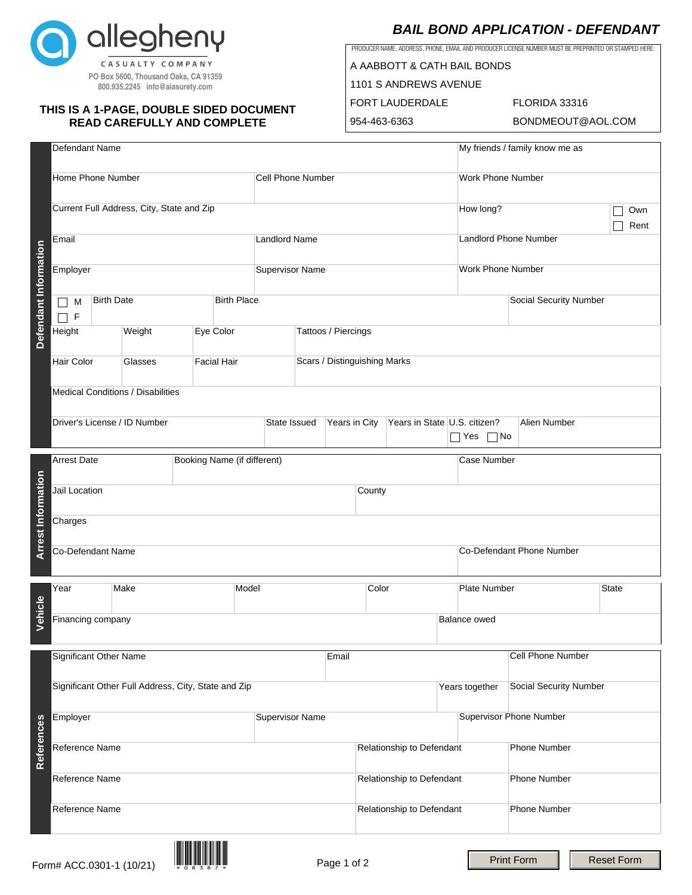allegheny

CASUALTY COMPANY

PO Box 5600, Thousand Oaks, CA 91359
800.935.2245 info@aiasurety.com

**THIS IS A 1-PAGE, DOUBLE SIDED DOCUMENT**
**READ CAREFULLY AND COMPLETE**

# *BAIL BOND APPLICATION - DEFENDANT*

PRODUCER NAME, ADDRESS, PHONE, EMAIL AND PRODUCER LICENSE NUMBER MUST BE PREPRINTED OR STAMPED HERE:

A AABBOTT & CATH BAIL BONDS
1101 S ANDREWS AVENUE
FORT LAUDERDALE FLORIDA 33316
954-463-6363 BONDMEOUT@AOL.COM

## Defendant Information

| | | | | | | | |
|---|---|---|---|---|---|---|---|
| Defendant Name | | | | | | My friends / family know me as | |
| Home Phone Number | | | Cell Phone Number | | | Work Phone Number | |
| Current Full Address, City, State and Zip | | | | | | How long? | ☐ Own ☐ Rent |
| Email | | | Landlord Name | | | Landlord Phone Number | |
| Employer | | | Supervisor Name | | | Work Phone Number | |
| ☐ M ☐ F | Birth Date | | Birth Place | | | Social Security Number | |
| Height | Weight | Eye Color | Tattoos / Piercings | | | | |
| Hair Color | Glasses | Facial Hair | Scars / Distinguishing Marks | | | | |
| Medical Conditions / Disabilities | | | | | | | |
| Driver's License / ID Number | | State Issued | Years in City | Years in State | U.S. citizen? ☐ Yes ☐ No | Alien Number | |

## Arrest Information

| | | |
|---|---|---|
| Arrest Date | Booking Name (if different) | Case Number |
| Jail Location | County | |
| Charges | | |
| Co-Defendant Name | | Co-Defendant Phone Number |

## Vehicle

| | | | | | |
|---|---|---|---|---|---|
| Year | Make | Model | Color | Plate Number | State |
| Financing company | | | Balance owed | | |

## References

| | | | |
|---|---|---|---|
| Significant Other Name | Email | | Cell Phone Number |
| Significant Other Full Address, City, State and Zip | | Years together | Social Security Number |
| Employer | Supervisor Name | | Supervisor Phone Number |
| Reference Name | Relationship to Defendant | | Phone Number |
| Reference Name | Relationship to Defendant | | Phone Number |
| Reference Name | Relationship to Defendant | | Phone Number |

Form# ACC.0301-1 (10/21)

*08387*

Print Form Reset Form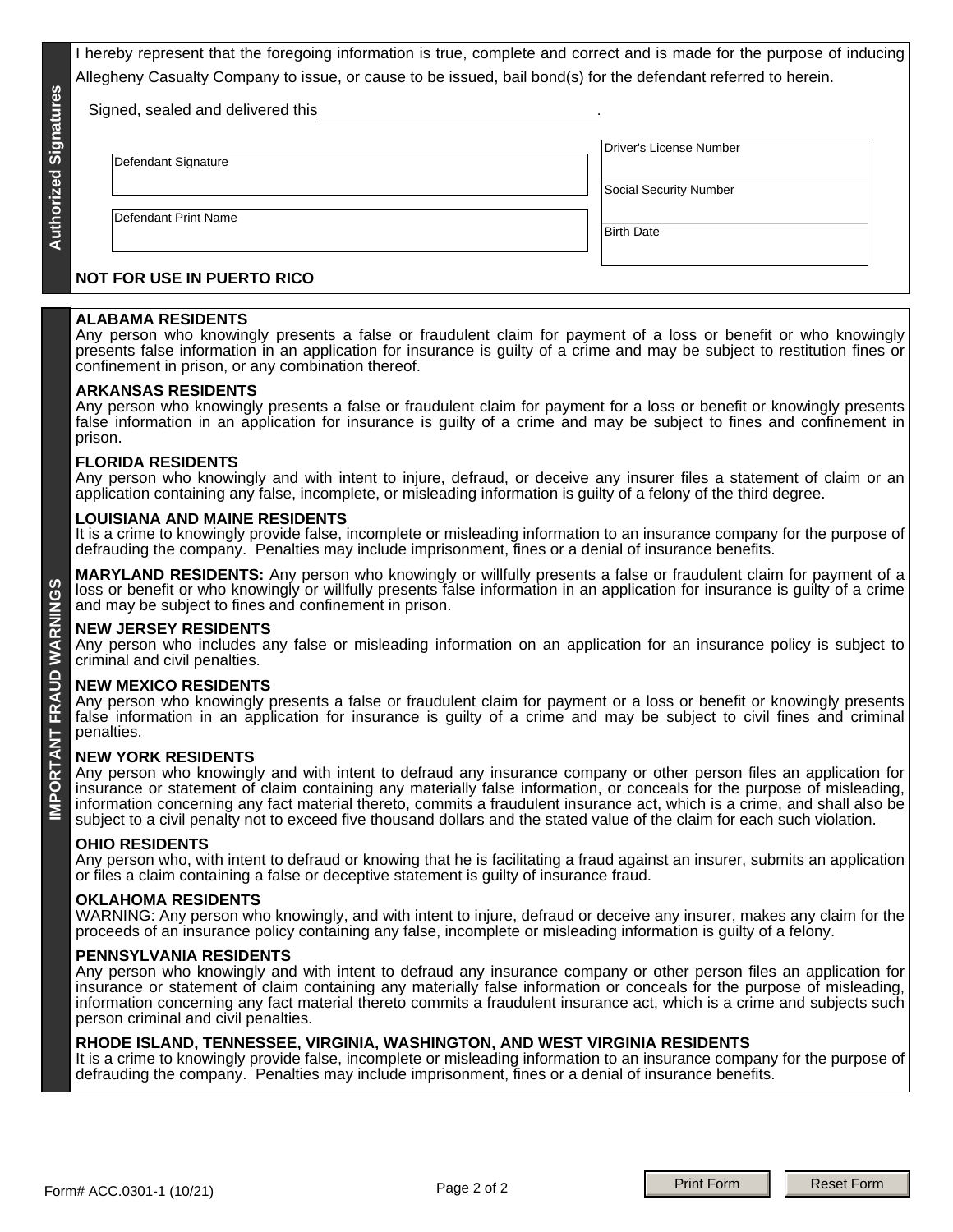## Authorized Signatures

I hereby represent that the foregoing information is true, complete and correct and is made for the purpose of inducing Allegheny Casualty Company to issue, or cause to be issued, bail bond(s) for the defendant referred to herein.

Signed, sealed and delivered this ______________________.

| | |
|---|---|
| Defendant Signature | Driver's License Number |
| | Social Security Number |
| Defendant Print Name | Birth Date |

**NOT FOR USE IN PUERTO RICO**

## IMPORTANT FRAUD WARNINGS

**ALABAMA RESIDENTS**
Any person who knowingly presents a false or fraudulent claim for payment of a loss or benefit or who knowingly presents false information in an application for insurance is guilty of a crime and may be subject to restitution fines or confinement in prison, or any combination thereof.

**ARKANSAS RESIDENTS**
Any person who knowingly presents a false or fraudulent claim for payment for a loss or benefit or knowingly presents false information in an application for insurance is guilty of a crime and may be subject to fines and confinement in prison.

**FLORIDA RESIDENTS**
Any person who knowingly and with intent to injure, defraud, or deceive any insurer files a statement of claim or an application containing any false, incomplete, or misleading information is guilty of a felony of the third degree.

**LOUISIANA AND MAINE RESIDENTS**
It is a crime to knowingly provide false, incomplete or misleading information to an insurance company for the purpose of defrauding the company. Penalties may include imprisonment, fines or a denial of insurance benefits.

**MARYLAND RESIDENTS:** Any person who knowingly or willfully presents a false or fraudulent claim for payment of a loss or benefit or who knowingly or willfully presents false information in an application for insurance is guilty of a crime and may be subject to fines and confinement in prison.

**NEW JERSEY RESIDENTS**
Any person who includes any false or misleading information on an application for an insurance policy is subject to criminal and civil penalties.

**NEW MEXICO RESIDENTS**
Any person who knowingly presents a false or fraudulent claim for payment or a loss or benefit or knowingly presents false information in an application for insurance is guilty of a crime and may be subject to civil fines and criminal penalties.

**NEW YORK RESIDENTS**
Any person who knowingly and with intent to defraud any insurance company or other person files an application for insurance or statement of claim containing any materially false information, or conceals for the purpose of misleading, information concerning any fact material thereto, commits a fraudulent insurance act, which is a crime, and shall also be subject to a civil penalty not to exceed five thousand dollars and the stated value of the claim for each such violation.

**OHIO RESIDENTS**
Any person who, with intent to defraud or knowing that he is facilitating a fraud against an insurer, submits an application or files a claim containing a false or deceptive statement is guilty of insurance fraud.

**OKLAHOMA RESIDENTS**
WARNING: Any person who knowingly, and with intent to injure, defraud or deceive any insurer, makes any claim for the proceeds of an insurance policy containing any false, incomplete or misleading information is guilty of a felony.

**PENNSYLVANIA RESIDENTS**
Any person who knowingly and with intent to defraud any insurance company or other person files an application for insurance or statement of claim containing any materially false information or conceals for the purpose of misleading, information concerning any fact material thereto commits a fraudulent insurance act, which is a crime and subjects such person criminal and civil penalties.

**RHODE ISLAND, TENNESSEE, VIRGINIA, WASHINGTON, AND WEST VIRGINIA RESIDENTS**
It is a crime to knowingly provide false, incomplete or misleading information to an insurance company for the purpose of defrauding the company. Penalties may include imprisonment, fines or a denial of insurance benefits.

Form# ACC.0301-1 (10/21)